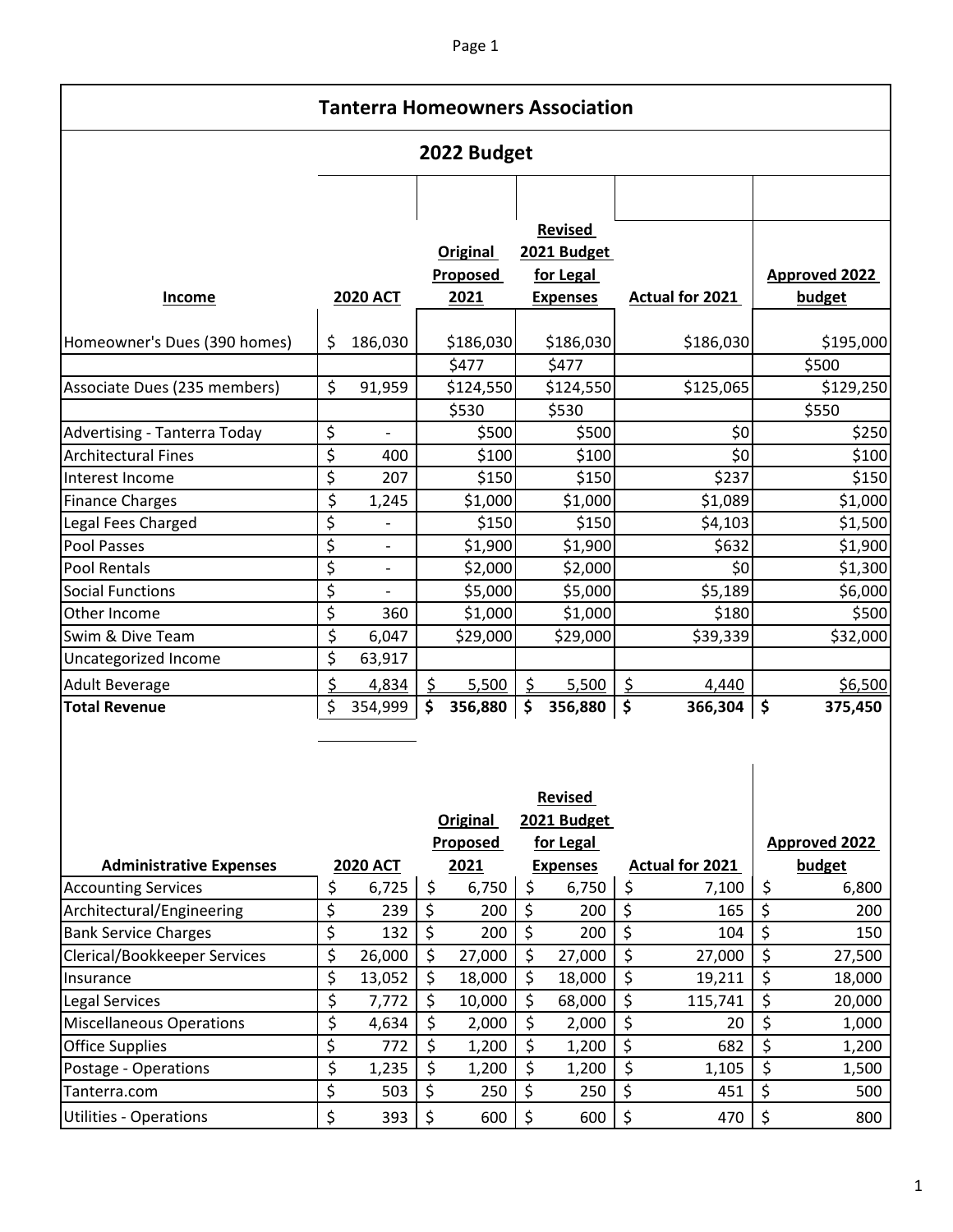# Tanterra Homeowners Association

## 2022 Budget

| Income | 2020 ACT | Original Proposed 2021 | Revised 2021 Budget for Legal Expenses | Actual for 2021 | Approved 2022 budget |
|---|---|---|---|---|---|
| Homeowner's Dues (390 homes) | $ 186,030 | $186,030 | $186,030 | $186,030 | $195,000 |
| | | $477 | $477 | | $500 |
| Associate Dues (235 members) | $ 91,959 | $124,550 | $124,550 | $125,065 | $129,250 |
| | | $530 | $530 | | $550 |
| Advertising - Tanterra Today | $ - | $500 | $500 | $0 | $250 |
| Architectural Fines | $ 400 | $100 | $100 | $0 | $100 |
| Interest Income | $ 207 | $150 | $150 | $237 | $150 |
| Finance Charges | $ 1,245 | $1,000 | $1,000 | $1,089 | $1,000 |
| Legal Fees Charged | $ - | $150 | $150 | $4,103 | $1,500 |
| Pool Passes | $ - | $1,900 | $1,900 | $632 | $1,900 |
| Pool Rentals | $ - | $2,000 | $2,000 | $0 | $1,300 |
| Social Functions | $ - | $5,000 | $5,000 | $5,189 | $6,000 |
| Other Income | $ 360 | $1,000 | $1,000 | $180 | $500 |
| Swim & Dive Team | $ 6,047 | $29,000 | $29,000 | $39,339 | $32,000 |
| Uncategorized Income | $ 63,917 | | | | |
| Adult Beverage | $ 4,834 | $ 5,500 | $ 5,500 | $ 4,440 | $6,500 |
| **Total Revenue** | $ 354,999 | **$ 356,880** | **$ 356,880** | **$ 366,304** | **$ 375,450** |

| Administrative Expenses | 2020 ACT | Original Proposed 2021 | Revised 2021 Budget for Legal Expenses | Actual for 2021 | Approved 2022 budget |
|---|---|---|---|---|---|
| Accounting Services | $ 6,725 | $ 6,750 | $ 6,750 | $ 7,100 | $ 6,800 |
| Architectural/Engineering | $ 239 | $ 200 | $ 200 | $ 165 | $ 200 |
| Bank Service Charges | $ 132 | $ 200 | $ 200 | $ 104 | $ 150 |
| Clerical/Bookkeeper Services | $ 26,000 | $ 27,000 | $ 27,000 | $ 27,000 | $ 27,500 |
| Insurance | $ 13,052 | $ 18,000 | $ 18,000 | $ 19,211 | $ 18,000 |
| Legal Services | $ 7,772 | $ 10,000 | $ 68,000 | $ 115,741 | $ 20,000 |
| Miscellaneous Operations | $ 4,634 | $ 2,000 | $ 2,000 | $ 20 | $ 1,000 |
| Office Supplies | $ 772 | $ 1,200 | $ 1,200 | $ 682 | $ 1,200 |
| Postage - Operations | $ 1,235 | $ 1,200 | $ 1,200 | $ 1,105 | $ 1,500 |
| Tanterra.com | $ 503 | $ 250 | $ 250 | $ 451 | $ 500 |
| Utilities - Operations | $ 393 | $ 600 | $ 600 | $ 470 | $ 800 |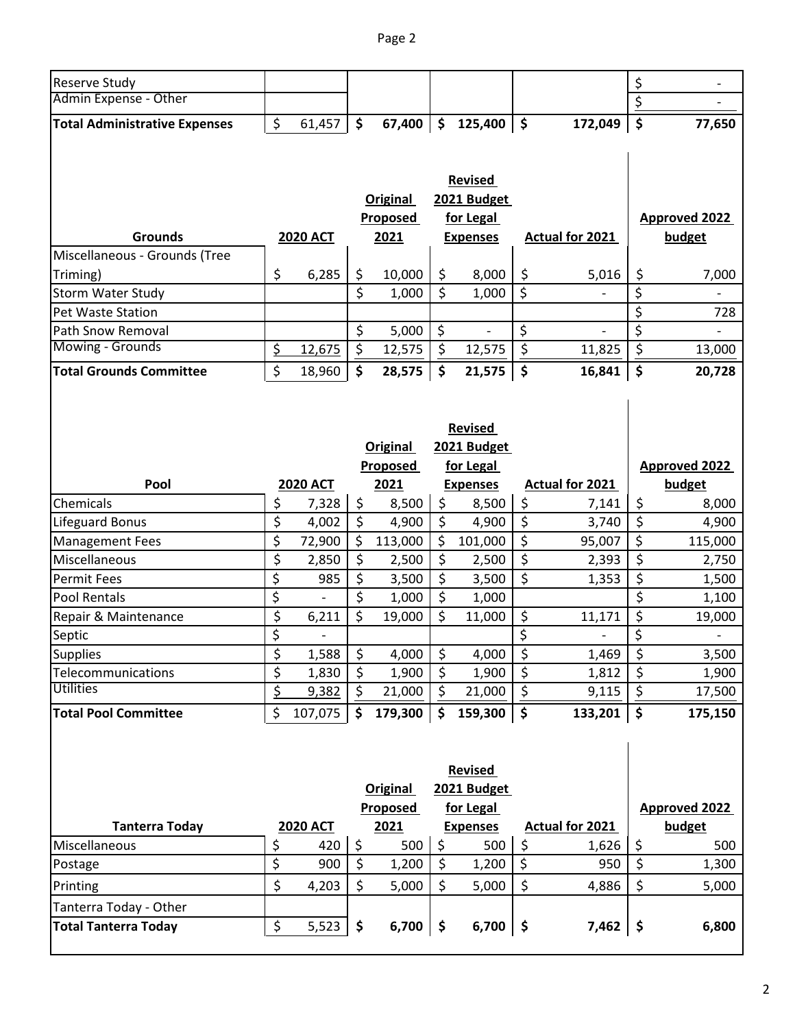| | | | | | |
|---|---|---|---|---|---|
| Reserve Study | | | | | $ - |
| Admin Expense - Other | | | | | $ - |
| **Total Administrative Expenses** | $ 61,457 | **$ 67,400** | **$ 125,400** | **$ 172,049** | **$ 77,650** |

| **Grounds** | **2020 ACT** | **Original Proposed 2021** | **Revised 2021 Budget for Legal Expenses** | **Actual for 2021** | **Approved 2022 budget** |
|---|---|---|---|---|---|
| Miscellaneous - Grounds (Tree Triming) | $ 6,285 | $ 10,000 | $ 8,000 | $ 5,016 | $ 7,000 |
| Storm Water Study | | $ 1,000 | $ 1,000 | $ - | $ - |
| Pet Waste Station | | | | | $ 728 |
| Path Snow Removal | | $ 5,000 | $ - | $ - | $ - |
| Mowing - Grounds | $ 12,675 | $ 12,575 | $ 12,575 | $ 11,825 | $ 13,000 |
| **Total Grounds Committee** | $ 18,960 | **$ 28,575** | **$ 21,575** | **$ 16,841** | **$ 20,728** |

| **Pool** | **2020 ACT** | **Original Proposed 2021** | **Revised 2021 Budget for Legal Expenses** | **Actual for 2021** | **Approved 2022 budget** |
|---|---|---|---|---|---|
| Chemicals | $ 7,328 | $ 8,500 | $ 8,500 | $ 7,141 | $ 8,000 |
| Lifeguard Bonus | $ 4,002 | $ 4,900 | $ 4,900 | $ 3,740 | $ 4,900 |
| Management Fees | $ 72,900 | $ 113,000 | $ 101,000 | $ 95,007 | $ 115,000 |
| Miscellaneous | $ 2,850 | $ 2,500 | $ 2,500 | $ 2,393 | $ 2,750 |
| Permit Fees | $ 985 | $ 3,500 | $ 3,500 | $ 1,353 | $ 1,500 |
| Pool Rentals | $ - | $ 1,000 | $ 1,000 | | $ 1,100 |
| Repair & Maintenance | $ 6,211 | $ 19,000 | $ 11,000 | $ 11,171 | $ 19,000 |
| Septic | $ - | | | $ - | $ - |
| Supplies | $ 1,588 | $ 4,000 | $ 4,000 | $ 1,469 | $ 3,500 |
| Telecommunications | $ 1,830 | $ 1,900 | $ 1,900 | $ 1,812 | $ 1,900 |
| Utilities | $ 9,382 | $ 21,000 | $ 21,000 | $ 9,115 | $ 17,500 |
| **Total Pool Committee** | $ 107,075 | **$ 179,300** | **$ 159,300** | **$ 133,201** | **$ 175,150** |

| **Tanterra Today** | **2020 ACT** | **Original Proposed 2021** | **Revised 2021 Budget for Legal Expenses** | **Actual for 2021** | **Approved 2022 budget** |
|---|---|---|---|---|---|
| Miscellaneous | $ 420 | $ 500 | $ 500 | $ 1,626 | $ 500 |
| Postage | $ 900 | $ 1,200 | $ 1,200 | $ 950 | $ 1,300 |
| Printing | $ 4,203 | $ 5,000 | $ 5,000 | $ 4,886 | $ 5,000 |
| Tanterra Today - Other | | | | | |
| **Total Tanterra Today** | $ 5,523 | **$ 6,700** | **$ 6,700** | **$ 7,462** | **$ 6,800** |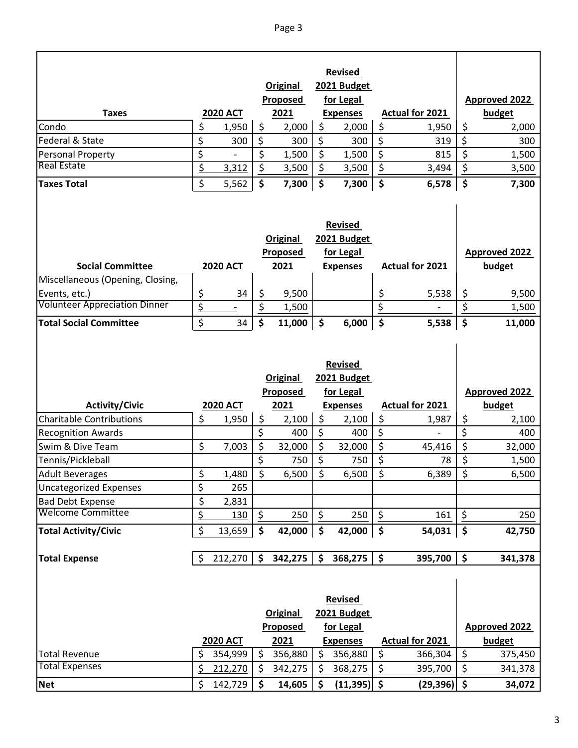| Taxes | 2020 ACT | Original Proposed 2021 | Revised 2021 Budget for Legal Expenses | Actual for 2021 | Approved 2022 budget |
|---|---|---|---|---|---|
| Condo | $ 1,950 | $ 2,000 | $ 2,000 | $ 1,950 | $ 2,000 |
| Federal & State | $ 300 | $ 300 | $ 300 | $ 319 | $ 300 |
| Personal Property | $ - | $ 1,500 | $ 1,500 | $ 815 | $ 1,500 |
| Real Estate | $ 3,312 | $ 3,500 | $ 3,500 | $ 3,494 | $ 3,500 |
| **Taxes Total** | $ 5,562 | **$ 7,300** | **$ 7,300** | **$ 6,578** | **$ 7,300** |

| Social Committee | 2020 ACT | Original Proposed 2021 | Revised 2021 Budget for Legal Expenses | Actual for 2021 | Approved 2022 budget |
|---|---|---|---|---|---|
| Miscellaneous (Opening, Closing, Events, etc.) | $ 34 | $ 9,500 | | $ 5,538 | $ 9,500 |
| Volunteer Appreciation Dinner | $ - | $ 1,500 | | $ - | $ 1,500 |
| **Total Social Committee** | $ 34 | **$ 11,000** | **$ 6,000** | **$ 5,538** | **$ 11,000** |

| Activity/Civic | 2020 ACT | Original Proposed 2021 | Revised 2021 Budget for Legal Expenses | Actual for 2021 | Approved 2022 budget |
|---|---|---|---|---|---|
| Charitable Contributions | $ 1,950 | $ 2,100 | $ 2,100 | $ 1,987 | $ 2,100 |
| Recognition Awards | | $ 400 | $ 400 | $ - | $ 400 |
| Swim & Dive Team | $ 7,003 | $ 32,000 | $ 32,000 | $ 45,416 | $ 32,000 |
| Tennis/Pickleball | | $ 750 | $ 750 | $ 78 | $ 1,500 |
| Adult Beverages | $ 1,480 | $ 6,500 | $ 6,500 | $ 6,389 | $ 6,500 |
| Uncategorized Expenses | $ 265 | | | | |
| Bad Debt Expense | $ 2,831 | | | | |
| Welcome Committee | $ 130 | $ 250 | $ 250 | $ 161 | $ 250 |
| **Total Activity/Civic** | $ 13,659 | **$ 42,000** | **$ 42,000** | **$ 54,031** | **$ 42,750** |
| | | | | | |
| **Total Expense** | $ 212,270 | **$ 342,275** | **$ 368,275** | **$ 395,700** | **$ 341,378** |

| | 2020 ACT | Original Proposed 2021 | Revised 2021 Budget for Legal Expenses | Actual for 2021 | Approved 2022 budget |
|---|---|---|---|---|---|
| Total Revenue | $ 354,999 | $ 356,880 | $ 356,880 | $ 366,304 | $ 375,450 |
| Total Expenses | $ 212,270 | $ 342,275 | $ 368,275 | $ 395,700 | $ 341,378 |
| **Net** | $ 142,729 | **$ 14,605** | **$ (11,395)** | **$ (29,396)** | **$ 34,072** |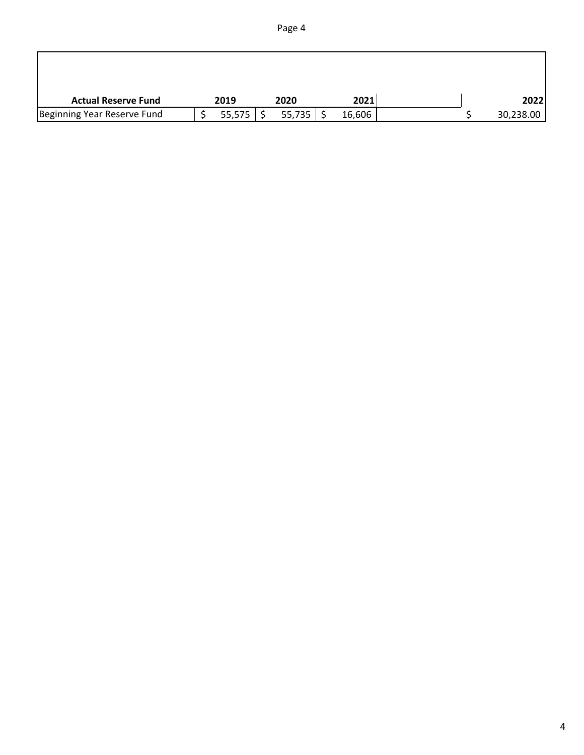| Actual Reserve Fund | 2019 | 2020 | 2021 | | 2022 |
|---|---|---|---|---|---|
| Beginning Year Reserve Fund | $ 55,575 | $ 55,735 | $ 16,606 | | $ 30,238.00 |